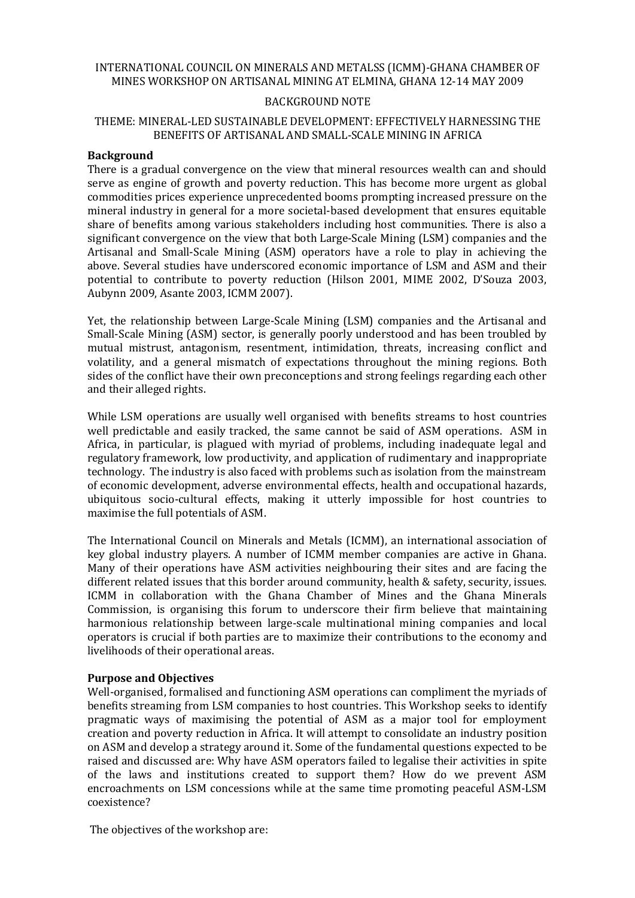INTERNATIONAL COUNCIL ON MINERALS AND METALSS (ICMM)-GHANA CHAMBER OF MINES WORKSHOP ON ARTISANAL MINING AT ELMINA, GHANA 12-14 MAY 2009

BACKGROUND NOTE

THEME: MINERAL-LED SUSTAINABLE DEVELOPMENT: EFFECTIVELY HARNESSING THE BENEFITS OF ARTISANAL AND SMALL-SCALE MINING IN AFRICA

**Background**

There is a gradual convergence on the view that mineral resources wealth can and should serve as engine of growth and poverty reduction. This has become more urgent as global commodities prices experience unprecedented booms prompting increased pressure on the mineral industry in general for a more societal-based development that ensures equitable share of benefits among various stakeholders including host communities. There is also a significant convergence on the view that both Large-Scale Mining (LSM) companies and the Artisanal and Small-Scale Mining (ASM) operators have a role to play in achieving the above. Several studies have underscored economic importance of LSM and ASM and their potential to contribute to poverty reduction (Hilson 2001, MIME 2002, D'Souza 2003, Aubynn 2009, Asante 2003, ICMM 2007).

Yet, the relationship between Large-Scale Mining (LSM) companies and the Artisanal and Small-Scale Mining (ASM) sector, is generally poorly understood and has been troubled by mutual mistrust, antagonism, resentment, intimidation, threats, increasing conflict and volatility, and a general mismatch of expectations throughout the mining regions. Both sides of the conflict have their own preconceptions and strong feelings regarding each other and their alleged rights.

While LSM operations are usually well organised with benefits streams to host countries well predictable and easily tracked, the same cannot be said of ASM operations. ASM in Africa, in particular, is plagued with myriad of problems, including inadequate legal and regulatory framework, low productivity, and application of rudimentary and inappropriate technology. The industry is also faced with problems such as isolation from the mainstream of economic development, adverse environmental effects, health and occupational hazards, ubiquitous socio-cultural effects, making it utterly impossible for host countries to maximise the full potentials of ASM.

The International Council on Minerals and Metals (ICMM), an international association of key global industry players. A number of ICMM member companies are active in Ghana. Many of their operations have ASM activities neighbouring their sites and are facing the different related issues that this border around community, health & safety, security, issues. ICMM in collaboration with the Ghana Chamber of Mines and the Ghana Minerals Commission, is organising this forum to underscore their firm believe that maintaining harmonious relationship between large-scale multinational mining companies and local operators is crucial if both parties are to maximize their contributions to the economy and livelihoods of their operational areas.

**Purpose and Objectives**

Well-organised, formalised and functioning ASM operations can compliment the myriads of benefits streaming from LSM companies to host countries. This Workshop seeks to identify pragmatic ways of maximising the potential of ASM as a major tool for employment creation and poverty reduction in Africa. It will attempt to consolidate an industry position on ASM and develop a strategy around it. Some of the fundamental questions expected to be raised and discussed are: Why have ASM operators failed to legalise their activities in spite of the laws and institutions created to support them? How do we prevent ASM encroachments on LSM concessions while at the same time promoting peaceful ASM-LSM coexistence?

The objectives of the workshop are: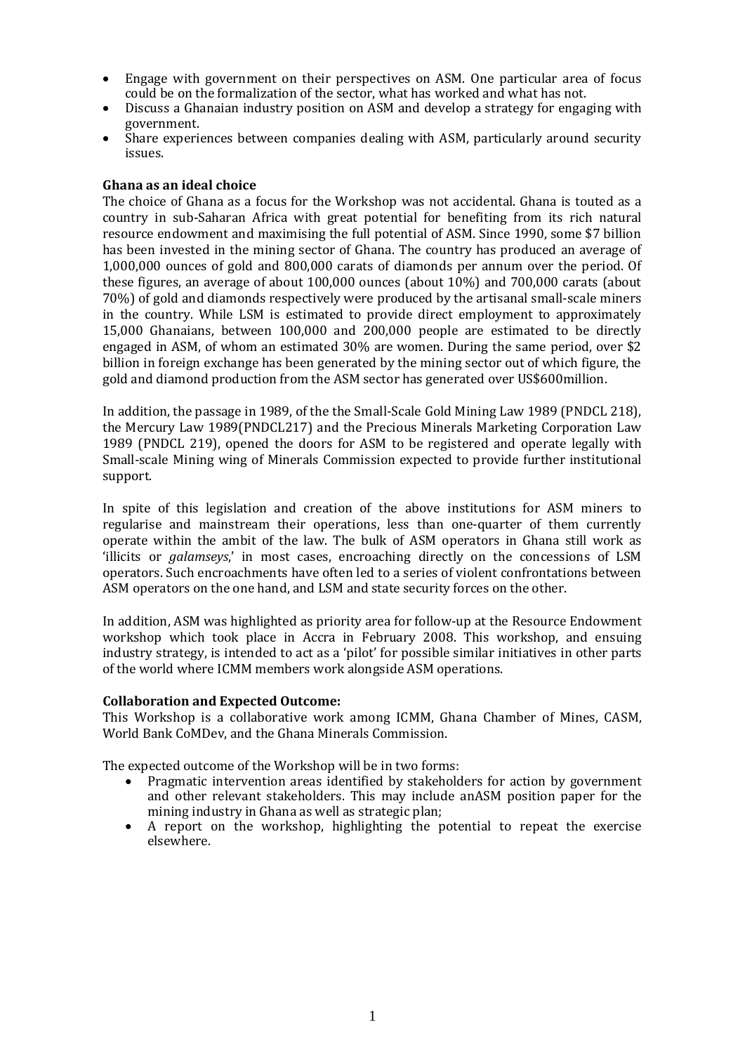- Engage with government on their perspectives on ASM. One particular area of focus could be on the formalization of the sector, what has worked and what has not.
- Discuss a Ghanaian industry position on ASM and develop a strategy for engaging with government.
- Share experiences between companies dealing with ASM, particularly around security issues.

**Ghana as an ideal choice**

The choice of Ghana as a focus for the Workshop was not accidental. Ghana is touted as a country in sub-Saharan Africa with great potential for benefiting from its rich natural resource endowment and maximising the full potential of ASM. Since 1990, some $7 billion has been invested in the mining sector of Ghana. The country has produced an average of 1,000,000 ounces of gold and 800,000 carats of diamonds per annum over the period. Of these figures, an average of about 100,000 ounces (about 10%) and 700,000 carats (about 70%) of gold and diamonds respectively were produced by the artisanal small-scale miners in the country. While LSM is estimated to provide direct employment to approximately 15,000 Ghanaians, between 100,000 and 200,000 people are estimated to be directly engaged in ASM, of whom an estimated 30% are women. During the same period, over $2 billion in foreign exchange has been generated by the mining sector out of which figure, the gold and diamond production from the ASM sector has generated over US$600million.

In addition, the passage in 1989, of the the Small-Scale Gold Mining Law 1989 (PNDCL 218), the Mercury Law 1989(PNDCL217) and the Precious Minerals Marketing Corporation Law 1989 (PNDCL 219), opened the doors for ASM to be registered and operate legally with Small-scale Mining wing of Minerals Commission expected to provide further institutional support.

In spite of this legislation and creation of the above institutions for ASM miners to regularise and mainstream their operations, less than one-quarter of them currently operate within the ambit of the law. The bulk of ASM operators in Ghana still work as 'illicits or *galamseys*,' in most cases, encroaching directly on the concessions of LSM operators. Such encroachments have often led to a series of violent confrontations between ASM operators on the one hand, and LSM and state security forces on the other.

In addition, ASM was highlighted as priority area for follow-up at the Resource Endowment workshop which took place in Accra in February 2008. This workshop, and ensuing industry strategy, is intended to act as a 'pilot' for possible similar initiatives in other parts of the world where ICMM members work alongside ASM operations.

**Collaboration and Expected Outcome:**

This Workshop is a collaborative work among ICMM, Ghana Chamber of Mines, CASM, World Bank CoMDev, and the Ghana Minerals Commission.

The expected outcome of the Workshop will be in two forms:

- Pragmatic intervention areas identified by stakeholders for action by government and other relevant stakeholders. This may include anASM position paper for the mining industry in Ghana as well as strategic plan;
- A report on the workshop, highlighting the potential to repeat the exercise elsewhere.